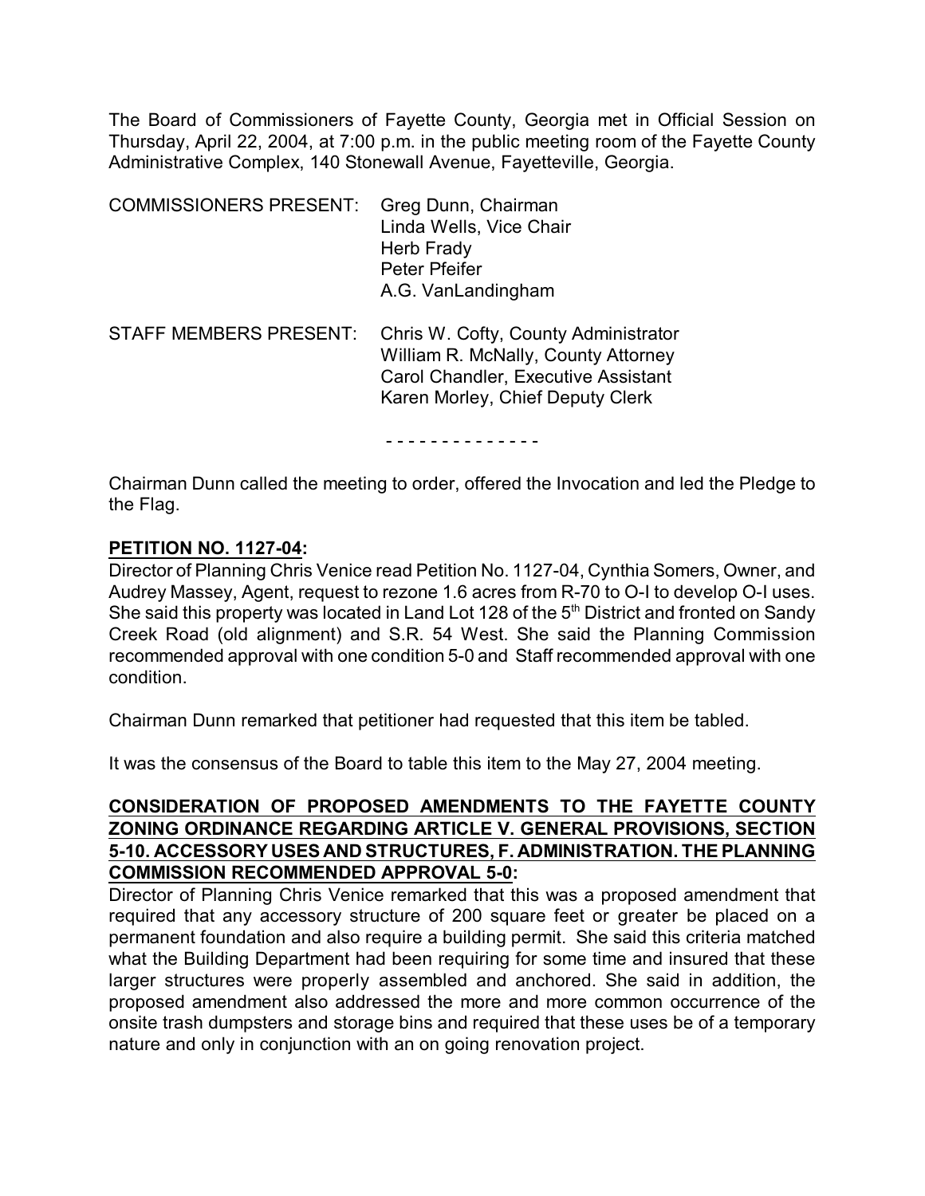The Board of Commissioners of Fayette County, Georgia met in Official Session on Thursday, April 22, 2004, at 7:00 p.m. in the public meeting room of the Fayette County Administrative Complex, 140 Stonewall Avenue, Fayetteville, Georgia.

| | |
|---|---|
| COMMISSIONERS PRESENT: | Greg Dunn, Chairman<br>Linda Wells, Vice Chair<br>Herb Frady<br>Peter Pfeifer<br>A.G. VanLandingham |
| STAFF MEMBERS PRESENT: | Chris W. Cofty, County Administrator<br>William R. McNally, County Attorney<br>Carol Chandler, Executive Assistant<br>Karen Morley, Chief Deputy Clerk |

- - - - - - - - - - - - - -

Chairman Dunn called the meeting to order, offered the Invocation and led the Pledge to the Flag.

**PETITION NO. 1127-04:**

Director of Planning Chris Venice read Petition No. 1127-04, Cynthia Somers, Owner, and Audrey Massey, Agent, request to rezone 1.6 acres from R-70 to O-I to develop O-I uses. She said this property was located in Land Lot 128 of the 5th District and fronted on Sandy Creek Road (old alignment) and S.R. 54 West. She said the Planning Commission recommended approval with one condition 5-0 and Staff recommended approval with one condition.

Chairman Dunn remarked that petitioner had requested that this item be tabled.

It was the consensus of the Board to table this item to the May 27, 2004 meeting.

**CONSIDERATION OF PROPOSED AMENDMENTS TO THE FAYETTE COUNTY ZONING ORDINANCE REGARDING ARTICLE V. GENERAL PROVISIONS, SECTION 5-10. ACCESSORY USES AND STRUCTURES, F. ADMINISTRATION. THE PLANNING COMMISSION RECOMMENDED APPROVAL 5-0:**

Director of Planning Chris Venice remarked that this was a proposed amendment that required that any accessory structure of 200 square feet or greater be placed on a permanent foundation and also require a building permit. She said this criteria matched what the Building Department had been requiring for some time and insured that these larger structures were properly assembled and anchored. She said in addition, the proposed amendment also addressed the more and more common occurrence of the onsite trash dumpsters and storage bins and required that these uses be of a temporary nature and only in conjunction with an on going renovation project.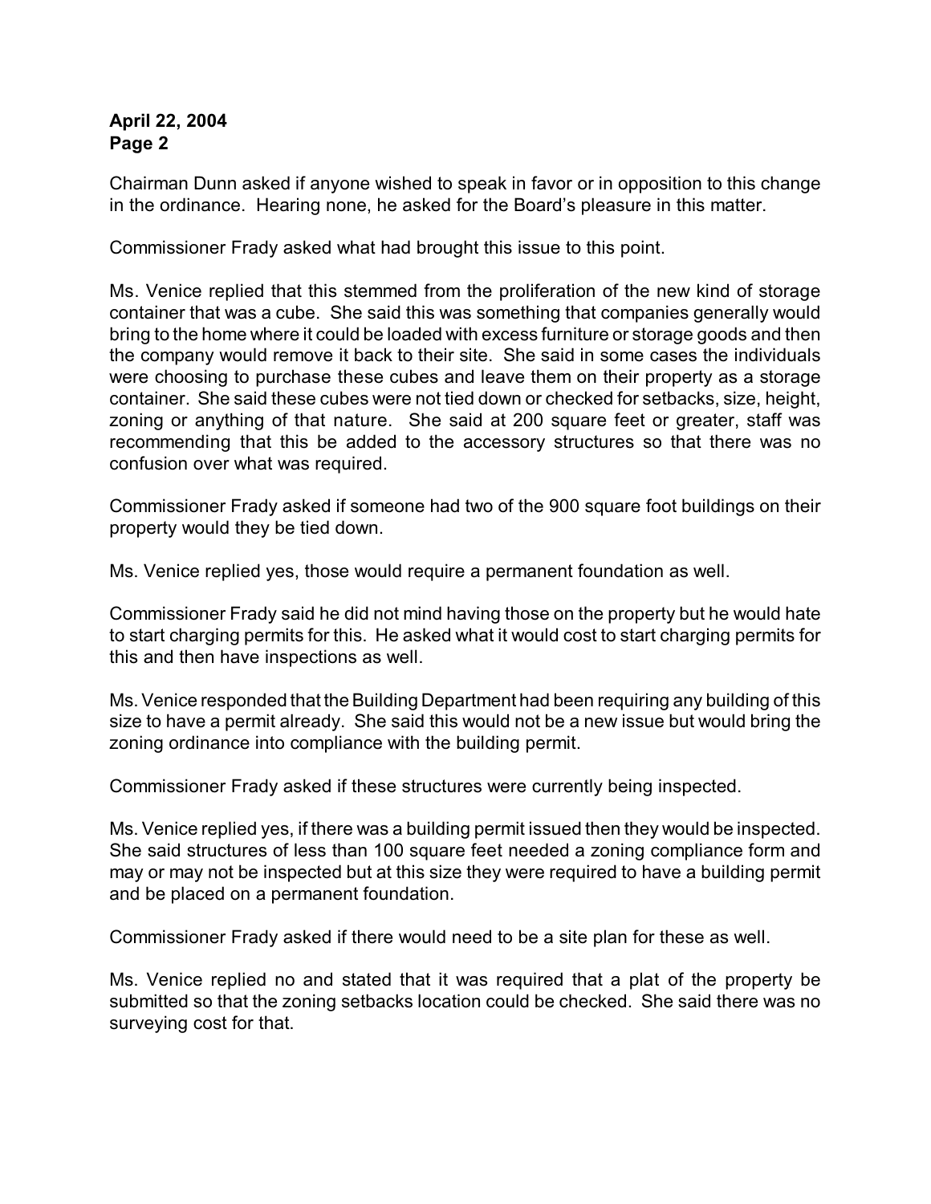Chairman Dunn asked if anyone wished to speak in favor or in opposition to this change in the ordinance. Hearing none, he asked for the Board's pleasure in this matter.

Commissioner Frady asked what had brought this issue to this point.

Ms. Venice replied that this stemmed from the proliferation of the new kind of storage container that was a cube. She said this was something that companies generally would bring to the home where it could be loaded with excess furniture or storage goods and then the company would remove it back to their site. She said in some cases the individuals were choosing to purchase these cubes and leave them on their property as a storage container. She said these cubes were not tied down or checked for setbacks, size, height, zoning or anything of that nature. She said at 200 square feet or greater, staff was recommending that this be added to the accessory structures so that there was no confusion over what was required.

Commissioner Frady asked if someone had two of the 900 square foot buildings on their property would they be tied down.

Ms. Venice replied yes, those would require a permanent foundation as well.

Commissioner Frady said he did not mind having those on the property but he would hate to start charging permits for this. He asked what it would cost to start charging permits for this and then have inspections as well.

Ms. Venice responded that the Building Department had been requiring any building of this size to have a permit already. She said this would not be a new issue but would bring the zoning ordinance into compliance with the building permit.

Commissioner Frady asked if these structures were currently being inspected.

Ms. Venice replied yes, if there was a building permit issued then they would be inspected. She said structures of less than 100 square feet needed a zoning compliance form and may or may not be inspected but at this size they were required to have a building permit and be placed on a permanent foundation.

Commissioner Frady asked if there would need to be a site plan for these as well.

Ms. Venice replied no and stated that it was required that a plat of the property be submitted so that the zoning setbacks location could be checked. She said there was no surveying cost for that.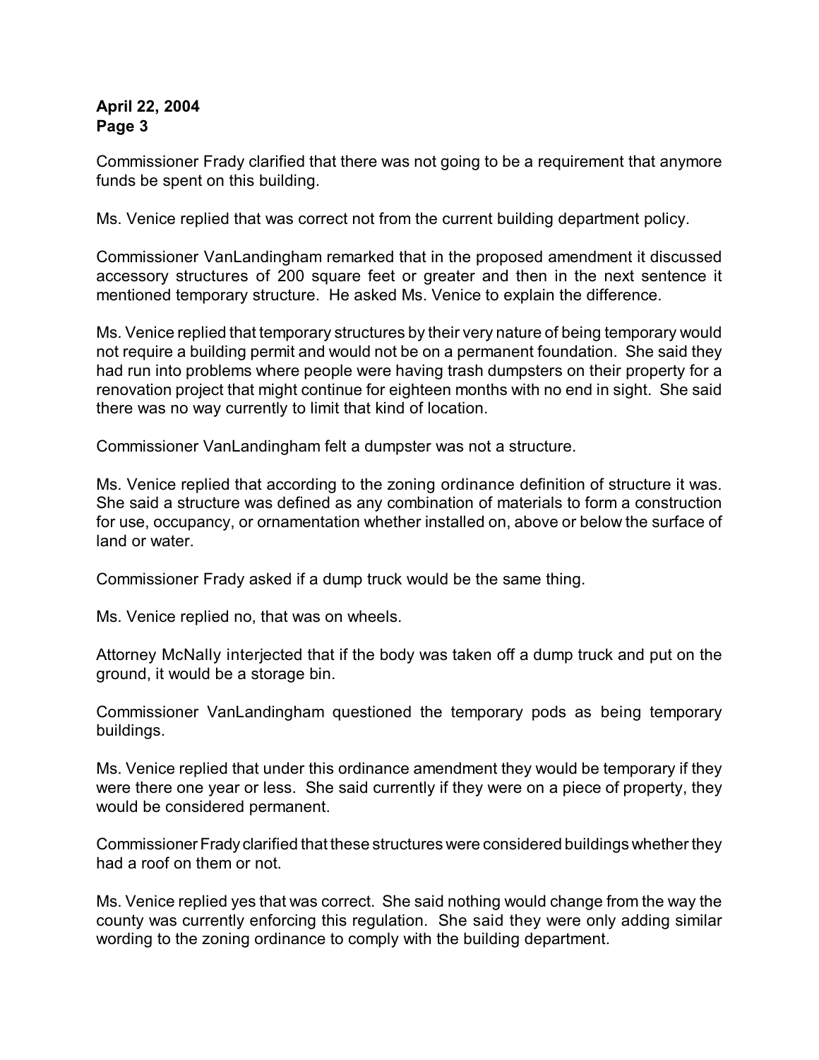Commissioner Frady clarified that there was not going to be a requirement that anymore funds be spent on this building.

Ms. Venice replied that was correct not from the current building department policy.

Commissioner VanLandingham remarked that in the proposed amendment it discussed accessory structures of 200 square feet or greater and then in the next sentence it mentioned temporary structure. He asked Ms. Venice to explain the difference.

Ms. Venice replied that temporary structures by their very nature of being temporary would not require a building permit and would not be on a permanent foundation. She said they had run into problems where people were having trash dumpsters on their property for a renovation project that might continue for eighteen months with no end in sight. She said there was no way currently to limit that kind of location.

Commissioner VanLandingham felt a dumpster was not a structure.

Ms. Venice replied that according to the zoning ordinance definition of structure it was. She said a structure was defined as any combination of materials to form a construction for use, occupancy, or ornamentation whether installed on, above or below the surface of land or water.

Commissioner Frady asked if a dump truck would be the same thing.

Ms. Venice replied no, that was on wheels.

Attorney McNally interjected that if the body was taken off a dump truck and put on the ground, it would be a storage bin.

Commissioner VanLandingham questioned the temporary pods as being temporary buildings.

Ms. Venice replied that under this ordinance amendment they would be temporary if they were there one year or less. She said currently if they were on a piece of property, they would be considered permanent.

Commissioner Frady clarified that these structures were considered buildings whether they had a roof on them or not.

Ms. Venice replied yes that was correct. She said nothing would change from the way the county was currently enforcing this regulation. She said they were only adding similar wording to the zoning ordinance to comply with the building department.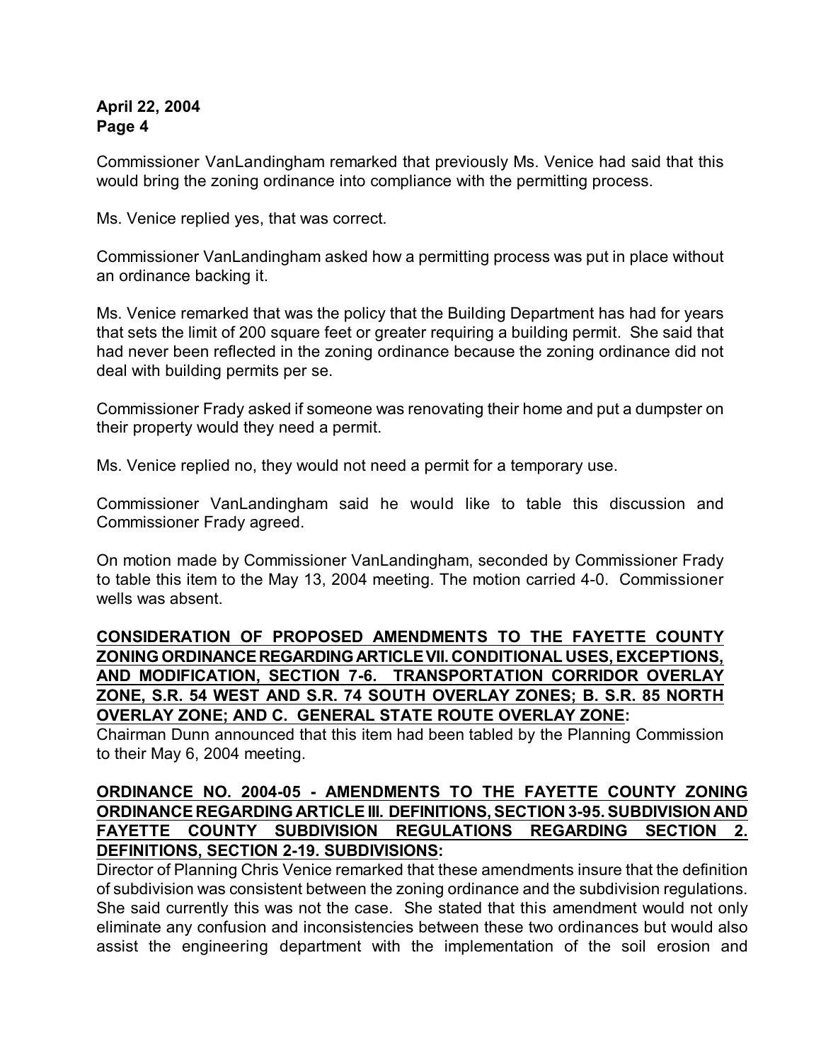Commissioner VanLandingham remarked that previously Ms. Venice had said that this would bring the zoning ordinance into compliance with the permitting process.

Ms. Venice replied yes, that was correct.

Commissioner VanLandingham asked how a permitting process was put in place without an ordinance backing it.

Ms. Venice remarked that was the policy that the Building Department has had for years that sets the limit of 200 square feet or greater requiring a building permit. She said that had never been reflected in the zoning ordinance because the zoning ordinance did not deal with building permits per se.

Commissioner Frady asked if someone was renovating their home and put a dumpster on their property would they need a permit.

Ms. Venice replied no, they would not need a permit for a temporary use.

Commissioner VanLandingham said he would like to table this discussion and Commissioner Frady agreed.

On motion made by Commissioner VanLandingham, seconded by Commissioner Frady to table this item to the May 13, 2004 meeting. The motion carried 4-0. Commissioner wells was absent.

**CONSIDERATION OF PROPOSED AMENDMENTS TO THE FAYETTE COUNTY ZONING ORDINANCE REGARDING ARTICLE VII. CONDITIONAL USES, EXCEPTIONS, AND MODIFICATION, SECTION 7-6. TRANSPORTATION CORRIDOR OVERLAY ZONE, S.R. 54 WEST AND S.R. 74 SOUTH OVERLAY ZONES; B. S.R. 85 NORTH OVERLAY ZONE; AND C. GENERAL STATE ROUTE OVERLAY ZONE:**

Chairman Dunn announced that this item had been tabled by the Planning Commission to their May 6, 2004 meeting.

**ORDINANCE NO. 2004-05 - AMENDMENTS TO THE FAYETTE COUNTY ZONING ORDINANCE REGARDING ARTICLE III. DEFINITIONS, SECTION 3-95. SUBDIVISION AND FAYETTE COUNTY SUBDIVISION REGULATIONS REGARDING SECTION 2. DEFINITIONS, SECTION 2-19. SUBDIVISIONS:**

Director of Planning Chris Venice remarked that these amendments insure that the definition of subdivision was consistent between the zoning ordinance and the subdivision regulations. She said currently this was not the case. She stated that this amendment would not only eliminate any confusion and inconsistencies between these two ordinances but would also assist the engineering department with the implementation of the soil erosion and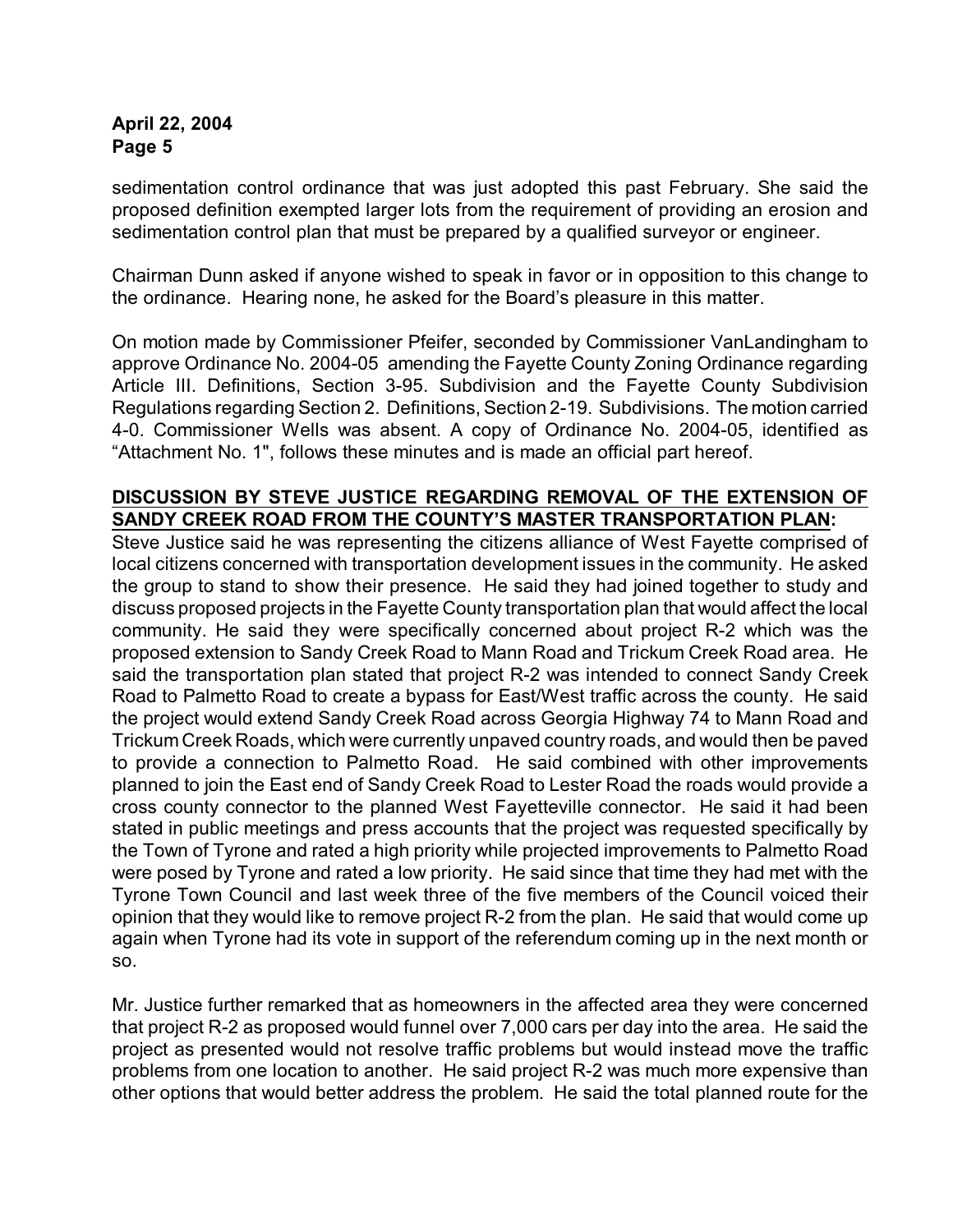sedimentation control ordinance that was just adopted this past February. She said the proposed definition exempted larger lots from the requirement of providing an erosion and sedimentation control plan that must be prepared by a qualified surveyor or engineer.

Chairman Dunn asked if anyone wished to speak in favor or in opposition to this change to the ordinance. Hearing none, he asked for the Board's pleasure in this matter.

On motion made by Commissioner Pfeifer, seconded by Commissioner VanLandingham to approve Ordinance No. 2004-05 amending the Fayette County Zoning Ordinance regarding Article III. Definitions, Section 3-95. Subdivision and the Fayette County Subdivision Regulations regarding Section 2. Definitions, Section 2-19. Subdivisions. The motion carried 4-0. Commissioner Wells was absent. A copy of Ordinance No. 2004-05, identified as "Attachment No. 1", follows these minutes and is made an official part hereof.

**DISCUSSION BY STEVE JUSTICE REGARDING REMOVAL OF THE EXTENSION OF SANDY CREEK ROAD FROM THE COUNTY'S MASTER TRANSPORTATION PLAN:**

Steve Justice said he was representing the citizens alliance of West Fayette comprised of local citizens concerned with transportation development issues in the community. He asked the group to stand to show their presence. He said they had joined together to study and discuss proposed projects in the Fayette County transportation plan that would affect the local community. He said they were specifically concerned about project R-2 which was the proposed extension to Sandy Creek Road to Mann Road and Trickum Creek Road area. He said the transportation plan stated that project R-2 was intended to connect Sandy Creek Road to Palmetto Road to create a bypass for East/West traffic across the county. He said the project would extend Sandy Creek Road across Georgia Highway 74 to Mann Road and Trickum Creek Roads, which were currently unpaved country roads, and would then be paved to provide a connection to Palmetto Road. He said combined with other improvements planned to join the East end of Sandy Creek Road to Lester Road the roads would provide a cross county connector to the planned West Fayetteville connector. He said it had been stated in public meetings and press accounts that the project was requested specifically by the Town of Tyrone and rated a high priority while projected improvements to Palmetto Road were posed by Tyrone and rated a low priority. He said since that time they had met with the Tyrone Town Council and last week three of the five members of the Council voiced their opinion that they would like to remove project R-2 from the plan. He said that would come up again when Tyrone had its vote in support of the referendum coming up in the next month or so.

Mr. Justice further remarked that as homeowners in the affected area they were concerned that project R-2 as proposed would funnel over 7,000 cars per day into the area. He said the project as presented would not resolve traffic problems but would instead move the traffic problems from one location to another. He said project R-2 was much more expensive than other options that would better address the problem. He said the total planned route for the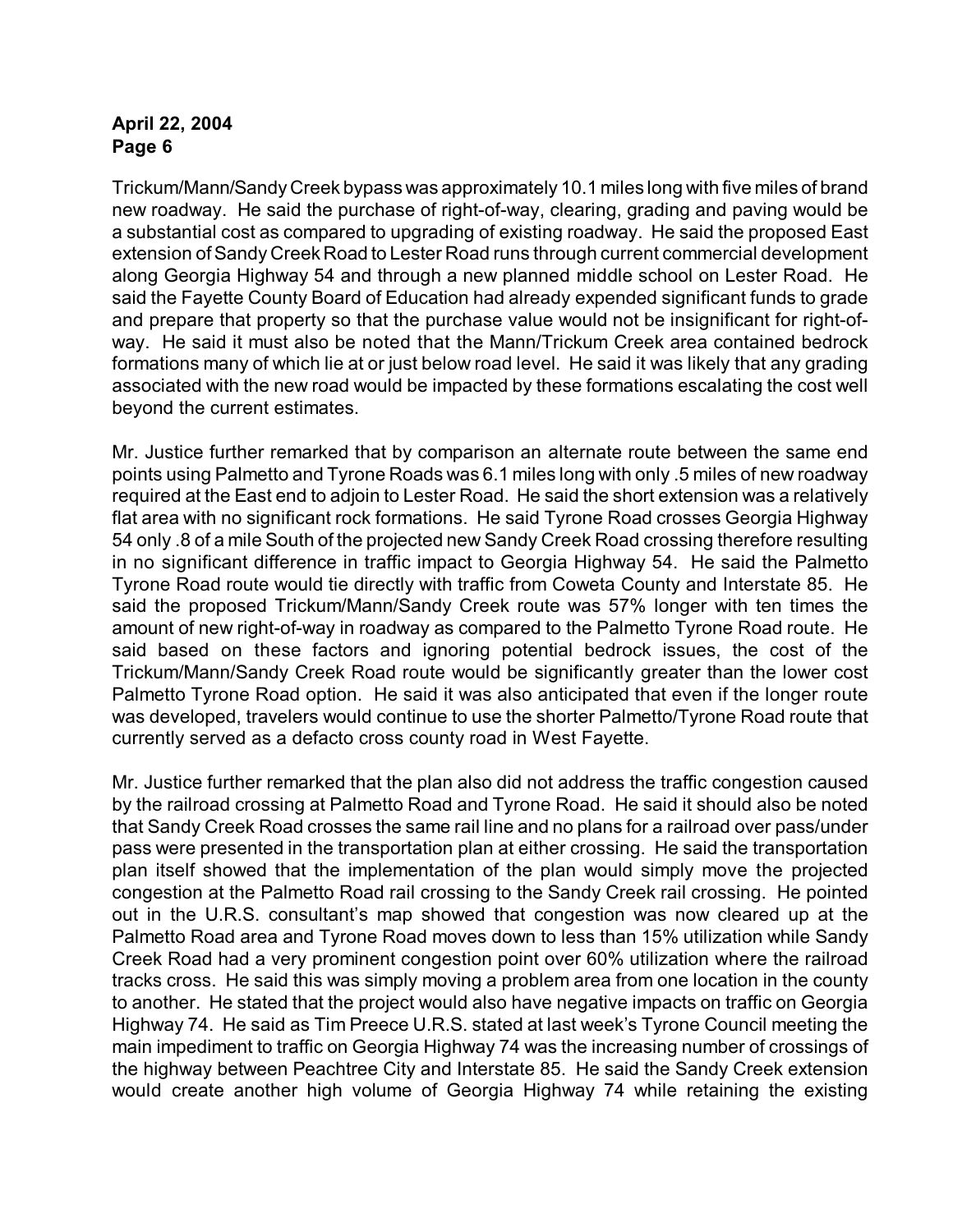Trickum/Mann/Sandy Creek bypass was approximately 10.1 miles long with five miles of brand new roadway. He said the purchase of right-of-way, clearing, grading and paving would be a substantial cost as compared to upgrading of existing roadway. He said the proposed East extension of Sandy Creek Road to Lester Road runs through current commercial development along Georgia Highway 54 and through a new planned middle school on Lester Road. He said the Fayette County Board of Education had already expended significant funds to grade and prepare that property so that the purchase value would not be insignificant for right-of-way. He said it must also be noted that the Mann/Trickum Creek area contained bedrock formations many of which lie at or just below road level. He said it was likely that any grading associated with the new road would be impacted by these formations escalating the cost well beyond the current estimates.

Mr. Justice further remarked that by comparison an alternate route between the same end points using Palmetto and Tyrone Roads was 6.1 miles long with only .5 miles of new roadway required at the East end to adjoin to Lester Road. He said the short extension was a relatively flat area with no significant rock formations. He said Tyrone Road crosses Georgia Highway 54 only .8 of a mile South of the projected new Sandy Creek Road crossing therefore resulting in no significant difference in traffic impact to Georgia Highway 54. He said the Palmetto Tyrone Road route would tie directly with traffic from Coweta County and Interstate 85. He said the proposed Trickum/Mann/Sandy Creek route was 57% longer with ten times the amount of new right-of-way in roadway as compared to the Palmetto Tyrone Road route. He said based on these factors and ignoring potential bedrock issues, the cost of the Trickum/Mann/Sandy Creek Road route would be significantly greater than the lower cost Palmetto Tyrone Road option. He said it was also anticipated that even if the longer route was developed, travelers would continue to use the shorter Palmetto/Tyrone Road route that currently served as a defacto cross county road in West Fayette.

Mr. Justice further remarked that the plan also did not address the traffic congestion caused by the railroad crossing at Palmetto Road and Tyrone Road. He said it should also be noted that Sandy Creek Road crosses the same rail line and no plans for a railroad over pass/under pass were presented in the transportation plan at either crossing. He said the transportation plan itself showed that the implementation of the plan would simply move the projected congestion at the Palmetto Road rail crossing to the Sandy Creek rail crossing. He pointed out in the U.R.S. consultant's map showed that congestion was now cleared up at the Palmetto Road area and Tyrone Road moves down to less than 15% utilization while Sandy Creek Road had a very prominent congestion point over 60% utilization where the railroad tracks cross. He said this was simply moving a problem area from one location in the county to another. He stated that the project would also have negative impacts on traffic on Georgia Highway 74. He said as Tim Preece U.R.S. stated at last week's Tyrone Council meeting the main impediment to traffic on Georgia Highway 74 was the increasing number of crossings of the highway between Peachtree City and Interstate 85. He said the Sandy Creek extension would create another high volume of Georgia Highway 74 while retaining the existing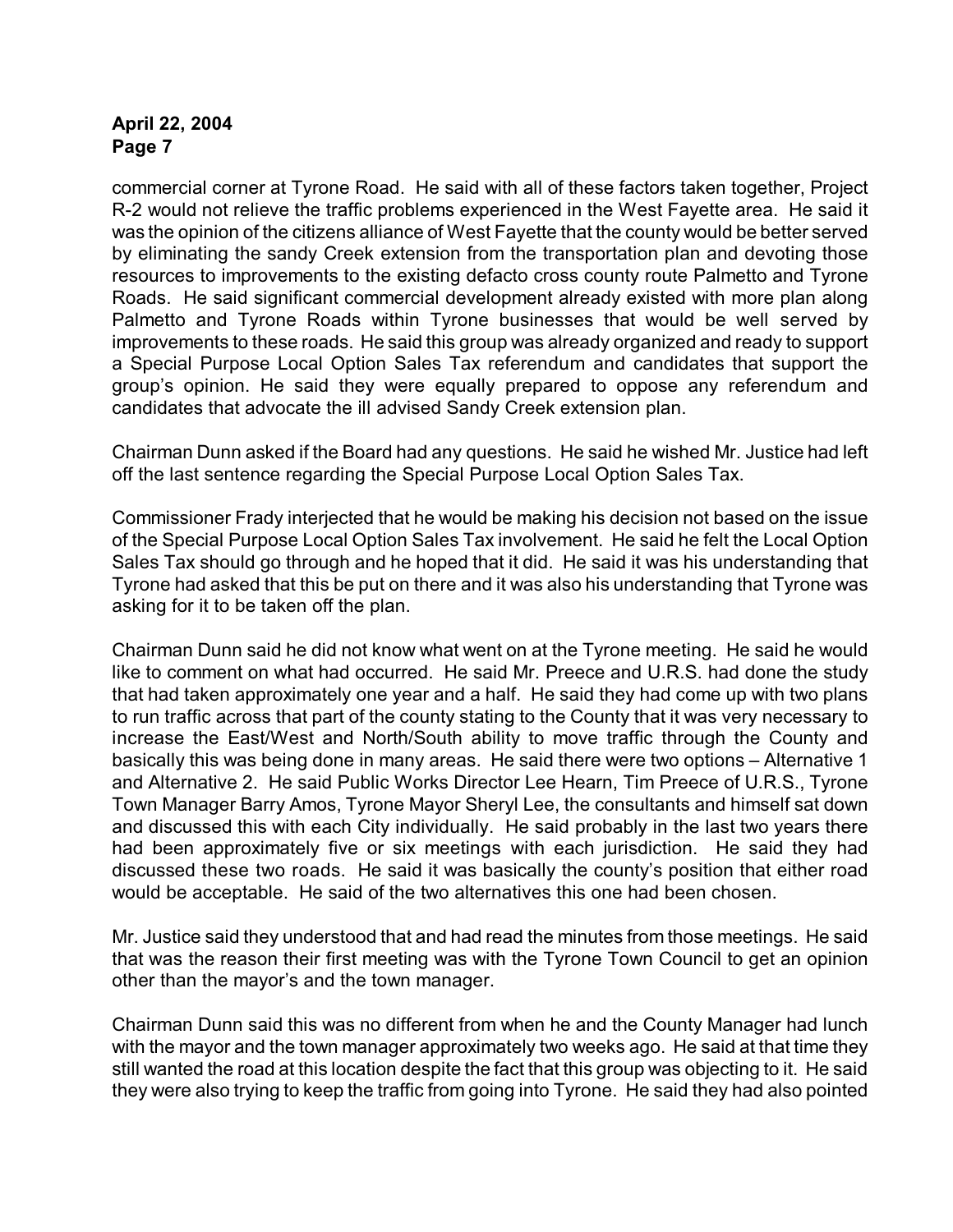commercial corner at Tyrone Road. He said with all of these factors taken together, Project R-2 would not relieve the traffic problems experienced in the West Fayette area. He said it was the opinion of the citizens alliance of West Fayette that the county would be better served by eliminating the sandy Creek extension from the transportation plan and devoting those resources to improvements to the existing defacto cross county route Palmetto and Tyrone Roads. He said significant commercial development already existed with more plan along Palmetto and Tyrone Roads within Tyrone businesses that would be well served by improvements to these roads. He said this group was already organized and ready to support a Special Purpose Local Option Sales Tax referendum and candidates that support the group's opinion. He said they were equally prepared to oppose any referendum and candidates that advocate the ill advised Sandy Creek extension plan.

Chairman Dunn asked if the Board had any questions. He said he wished Mr. Justice had left off the last sentence regarding the Special Purpose Local Option Sales Tax.

Commissioner Frady interjected that he would be making his decision not based on the issue of the Special Purpose Local Option Sales Tax involvement. He said he felt the Local Option Sales Tax should go through and he hoped that it did. He said it was his understanding that Tyrone had asked that this be put on there and it was also his understanding that Tyrone was asking for it to be taken off the plan.

Chairman Dunn said he did not know what went on at the Tyrone meeting. He said he would like to comment on what had occurred. He said Mr. Preece and U.R.S. had done the study that had taken approximately one year and a half. He said they had come up with two plans to run traffic across that part of the county stating to the County that it was very necessary to increase the East/West and North/South ability to move traffic through the County and basically this was being done in many areas. He said there were two options – Alternative 1 and Alternative 2. He said Public Works Director Lee Hearn, Tim Preece of U.R.S., Tyrone Town Manager Barry Amos, Tyrone Mayor Sheryl Lee, the consultants and himself sat down and discussed this with each City individually. He said probably in the last two years there had been approximately five or six meetings with each jurisdiction. He said they had discussed these two roads. He said it was basically the county's position that either road would be acceptable. He said of the two alternatives this one had been chosen.

Mr. Justice said they understood that and had read the minutes from those meetings. He said that was the reason their first meeting was with the Tyrone Town Council to get an opinion other than the mayor's and the town manager.

Chairman Dunn said this was no different from when he and the County Manager had lunch with the mayor and the town manager approximately two weeks ago. He said at that time they still wanted the road at this location despite the fact that this group was objecting to it. He said they were also trying to keep the traffic from going into Tyrone. He said they had also pointed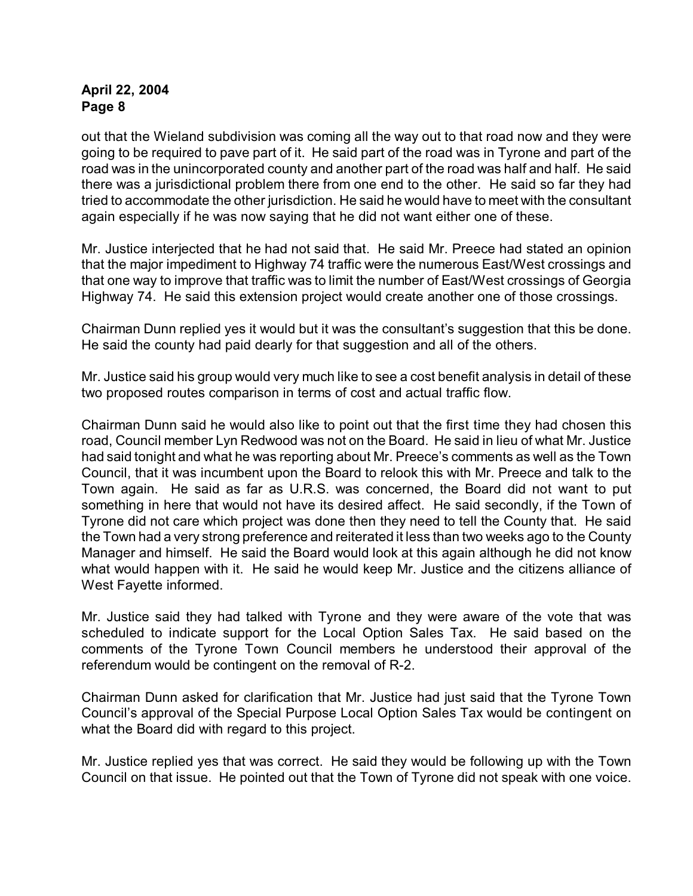out that the Wieland subdivision was coming all the way out to that road now and they were going to be required to pave part of it. He said part of the road was in Tyrone and part of the road was in the unincorporated county and another part of the road was half and half. He said there was a jurisdictional problem there from one end to the other. He said so far they had tried to accommodate the other jurisdiction. He said he would have to meet with the consultant again especially if he was now saying that he did not want either one of these.

Mr. Justice interjected that he had not said that. He said Mr. Preece had stated an opinion that the major impediment to Highway 74 traffic were the numerous East/West crossings and that one way to improve that traffic was to limit the number of East/West crossings of Georgia Highway 74. He said this extension project would create another one of those crossings.

Chairman Dunn replied yes it would but it was the consultant's suggestion that this be done. He said the county had paid dearly for that suggestion and all of the others.

Mr. Justice said his group would very much like to see a cost benefit analysis in detail of these two proposed routes comparison in terms of cost and actual traffic flow.

Chairman Dunn said he would also like to point out that the first time they had chosen this road, Council member Lyn Redwood was not on the Board. He said in lieu of what Mr. Justice had said tonight and what he was reporting about Mr. Preece's comments as well as the Town Council, that it was incumbent upon the Board to relook this with Mr. Preece and talk to the Town again. He said as far as U.R.S. was concerned, the Board did not want to put something in here that would not have its desired affect. He said secondly, if the Town of Tyrone did not care which project was done then they need to tell the County that. He said the Town had a very strong preference and reiterated it less than two weeks ago to the County Manager and himself. He said the Board would look at this again although he did not know what would happen with it. He said he would keep Mr. Justice and the citizens alliance of West Fayette informed.

Mr. Justice said they had talked with Tyrone and they were aware of the vote that was scheduled to indicate support for the Local Option Sales Tax. He said based on the comments of the Tyrone Town Council members he understood their approval of the referendum would be contingent on the removal of R-2.

Chairman Dunn asked for clarification that Mr. Justice had just said that the Tyrone Town Council's approval of the Special Purpose Local Option Sales Tax would be contingent on what the Board did with regard to this project.

Mr. Justice replied yes that was correct. He said they would be following up with the Town Council on that issue. He pointed out that the Town of Tyrone did not speak with one voice.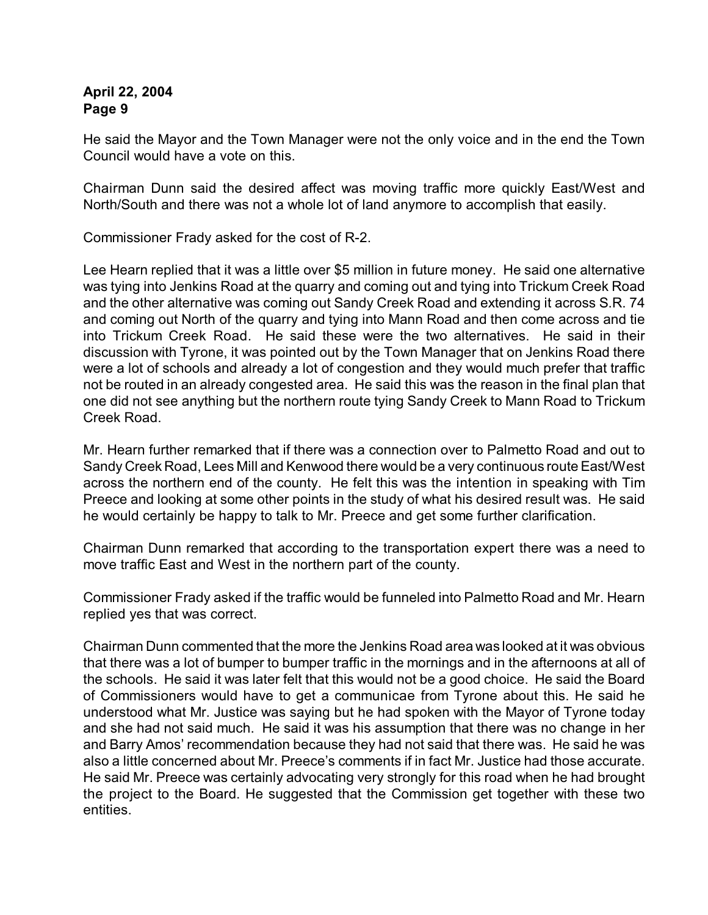He said the Mayor and the Town Manager were not the only voice and in the end the Town Council would have a vote on this.

Chairman Dunn said the desired affect was moving traffic more quickly East/West and North/South and there was not a whole lot of land anymore to accomplish that easily.

Commissioner Frady asked for the cost of R-2.

Lee Hearn replied that it was a little over $5 million in future money. He said one alternative was tying into Jenkins Road at the quarry and coming out and tying into Trickum Creek Road and the other alternative was coming out Sandy Creek Road and extending it across S.R. 74 and coming out North of the quarry and tying into Mann Road and then come across and tie into Trickum Creek Road. He said these were the two alternatives. He said in their discussion with Tyrone, it was pointed out by the Town Manager that on Jenkins Road there were a lot of schools and already a lot of congestion and they would much prefer that traffic not be routed in an already congested area. He said this was the reason in the final plan that one did not see anything but the northern route tying Sandy Creek to Mann Road to Trickum Creek Road.

Mr. Hearn further remarked that if there was a connection over to Palmetto Road and out to Sandy Creek Road, Lees Mill and Kenwood there would be a very continuous route East/West across the northern end of the county. He felt this was the intention in speaking with Tim Preece and looking at some other points in the study of what his desired result was. He said he would certainly be happy to talk to Mr. Preece and get some further clarification.

Chairman Dunn remarked that according to the transportation expert there was a need to move traffic East and West in the northern part of the county.

Commissioner Frady asked if the traffic would be funneled into Palmetto Road and Mr. Hearn replied yes that was correct.

Chairman Dunn commented that the more the Jenkins Road area was looked at it was obvious that there was a lot of bumper to bumper traffic in the mornings and in the afternoons at all of the schools. He said it was later felt that this would not be a good choice. He said the Board of Commissioners would have to get a communicae from Tyrone about this. He said he understood what Mr. Justice was saying but he had spoken with the Mayor of Tyrone today and she had not said much. He said it was his assumption that there was no change in her and Barry Amos' recommendation because they had not said that there was. He said he was also a little concerned about Mr. Preece's comments if in fact Mr. Justice had those accurate. He said Mr. Preece was certainly advocating very strongly for this road when he had brought the project to the Board. He suggested that the Commission get together with these two entities.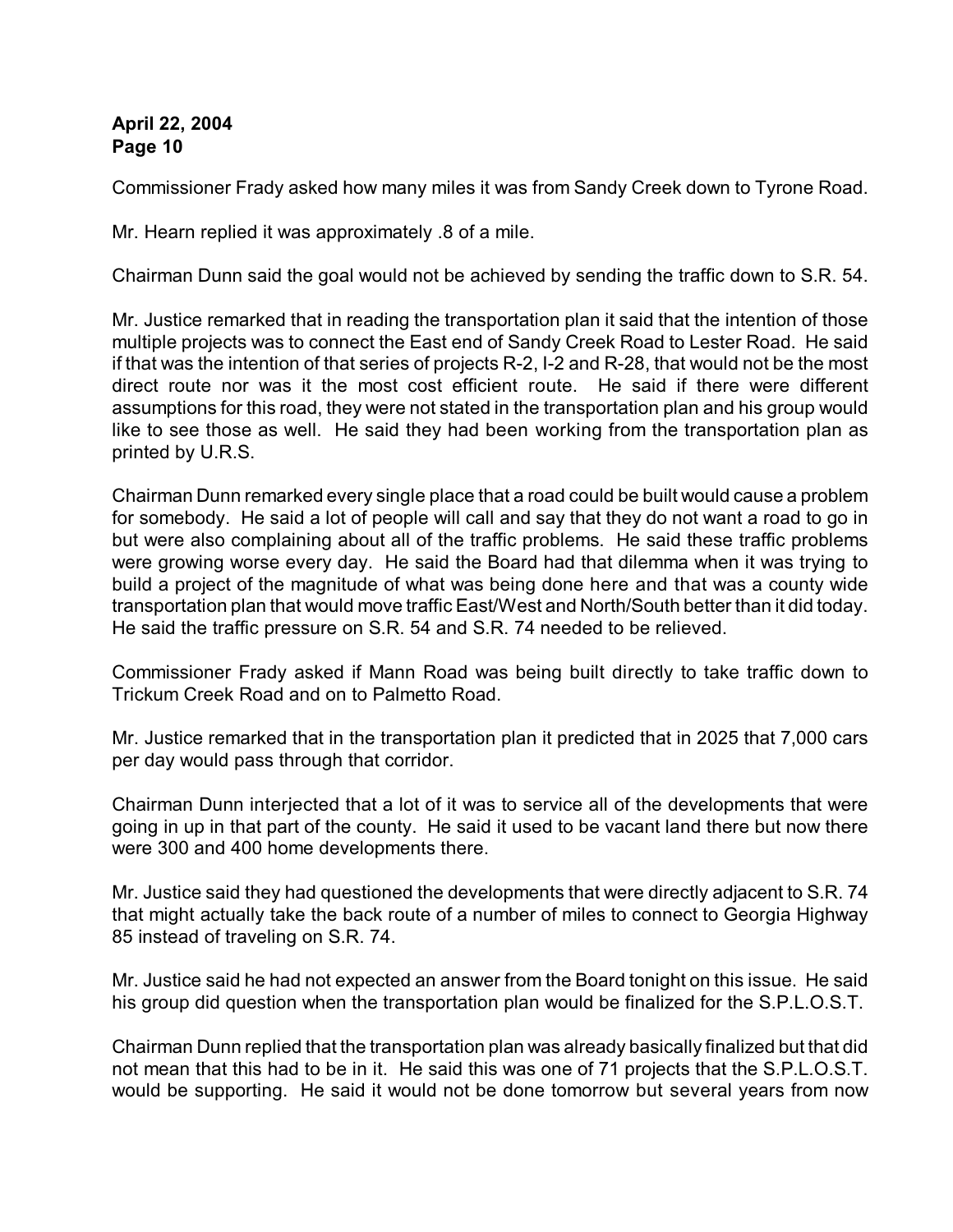Commissioner Frady asked how many miles it was from Sandy Creek down to Tyrone Road.

Mr. Hearn replied it was approximately .8 of a mile.

Chairman Dunn said the goal would not be achieved by sending the traffic down to S.R. 54.

Mr. Justice remarked that in reading the transportation plan it said that the intention of those multiple projects was to connect the East end of Sandy Creek Road to Lester Road. He said if that was the intention of that series of projects R-2, I-2 and R-28, that would not be the most direct route nor was it the most cost efficient route. He said if there were different assumptions for this road, they were not stated in the transportation plan and his group would like to see those as well. He said they had been working from the transportation plan as printed by U.R.S.

Chairman Dunn remarked every single place that a road could be built would cause a problem for somebody. He said a lot of people will call and say that they do not want a road to go in but were also complaining about all of the traffic problems. He said these traffic problems were growing worse every day. He said the Board had that dilemma when it was trying to build a project of the magnitude of what was being done here and that was a county wide transportation plan that would move traffic East/West and North/South better than it did today. He said the traffic pressure on S.R. 54 and S.R. 74 needed to be relieved.

Commissioner Frady asked if Mann Road was being built directly to take traffic down to Trickum Creek Road and on to Palmetto Road.

Mr. Justice remarked that in the transportation plan it predicted that in 2025 that 7,000 cars per day would pass through that corridor.

Chairman Dunn interjected that a lot of it was to service all of the developments that were going in up in that part of the county. He said it used to be vacant land there but now there were 300 and 400 home developments there.

Mr. Justice said they had questioned the developments that were directly adjacent to S.R. 74 that might actually take the back route of a number of miles to connect to Georgia Highway 85 instead of traveling on S.R. 74.

Mr. Justice said he had not expected an answer from the Board tonight on this issue. He said his group did question when the transportation plan would be finalized for the S.P.L.O.S.T.

Chairman Dunn replied that the transportation plan was already basically finalized but that did not mean that this had to be in it. He said this was one of 71 projects that the S.P.L.O.S.T. would be supporting. He said it would not be done tomorrow but several years from now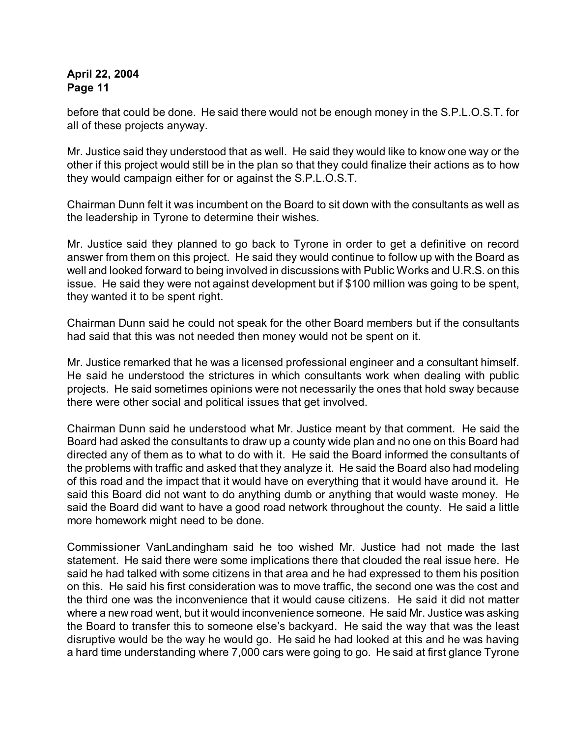before that could be done. He said there would not be enough money in the S.P.L.O.S.T. for all of these projects anyway.

Mr. Justice said they understood that as well. He said they would like to know one way or the other if this project would still be in the plan so that they could finalize their actions as to how they would campaign either for or against the S.P.L.O.S.T.

Chairman Dunn felt it was incumbent on the Board to sit down with the consultants as well as the leadership in Tyrone to determine their wishes.

Mr. Justice said they planned to go back to Tyrone in order to get a definitive on record answer from them on this project. He said they would continue to follow up with the Board as well and looked forward to being involved in discussions with Public Works and U.R.S. on this issue. He said they were not against development but if $100 million was going to be spent, they wanted it to be spent right.

Chairman Dunn said he could not speak for the other Board members but if the consultants had said that this was not needed then money would not be spent on it.

Mr. Justice remarked that he was a licensed professional engineer and a consultant himself. He said he understood the strictures in which consultants work when dealing with public projects. He said sometimes opinions were not necessarily the ones that hold sway because there were other social and political issues that get involved.

Chairman Dunn said he understood what Mr. Justice meant by that comment. He said the Board had asked the consultants to draw up a county wide plan and no one on this Board had directed any of them as to what to do with it. He said the Board informed the consultants of the problems with traffic and asked that they analyze it. He said the Board also had modeling of this road and the impact that it would have on everything that it would have around it. He said this Board did not want to do anything dumb or anything that would waste money. He said the Board did want to have a good road network throughout the county. He said a little more homework might need to be done.

Commissioner VanLandingham said he too wished Mr. Justice had not made the last statement. He said there were some implications there that clouded the real issue here. He said he had talked with some citizens in that area and he had expressed to them his position on this. He said his first consideration was to move traffic, the second one was the cost and the third one was the inconvenience that it would cause citizens. He said it did not matter where a new road went, but it would inconvenience someone. He said Mr. Justice was asking the Board to transfer this to someone else's backyard. He said the way that was the least disruptive would be the way he would go. He said he had looked at this and he was having a hard time understanding where 7,000 cars were going to go. He said at first glance Tyrone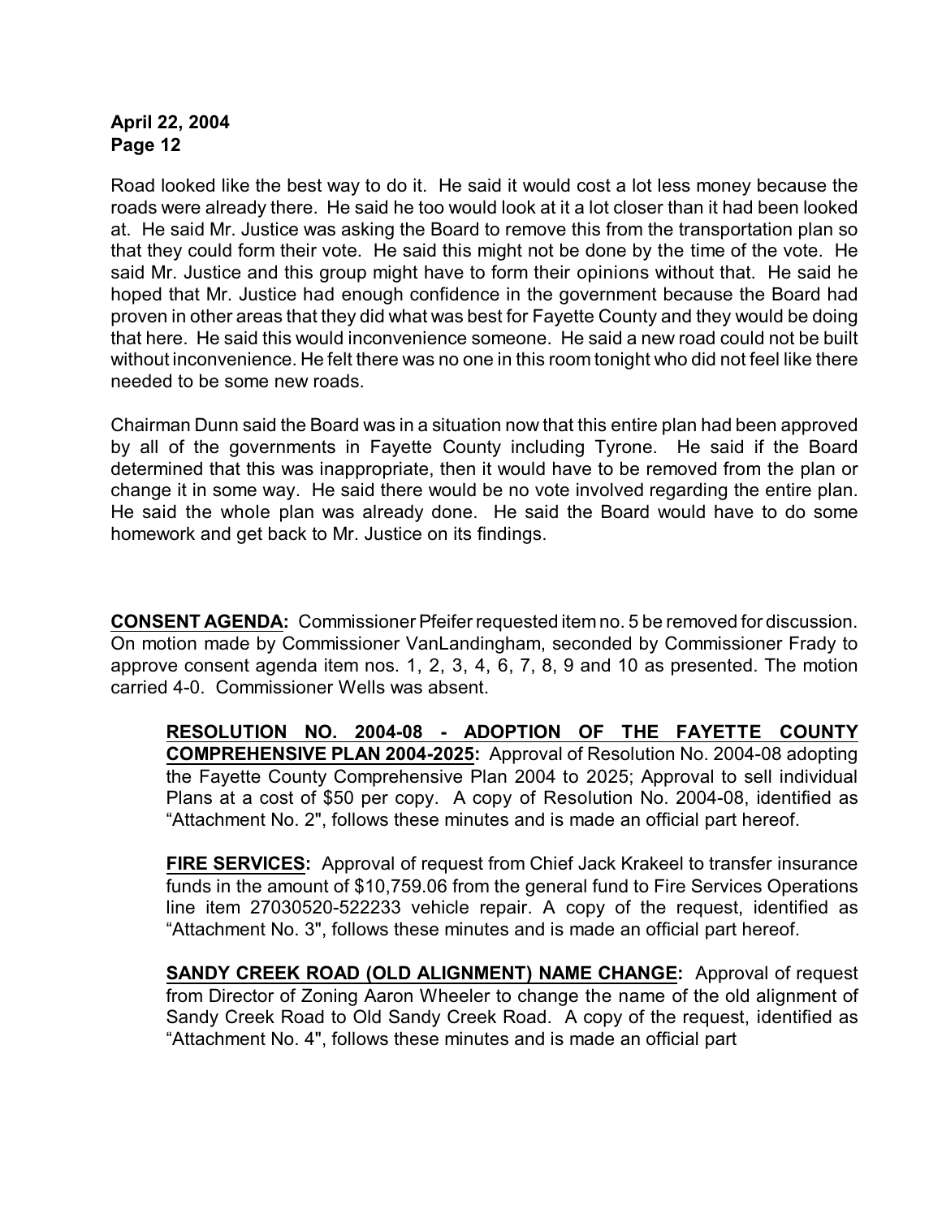Road looked like the best way to do it. He said it would cost a lot less money because the roads were already there. He said he too would look at it a lot closer than it had been looked at. He said Mr. Justice was asking the Board to remove this from the transportation plan so that they could form their vote. He said this might not be done by the time of the vote. He said Mr. Justice and this group might have to form their opinions without that. He said he hoped that Mr. Justice had enough confidence in the government because the Board had proven in other areas that they did what was best for Fayette County and they would be doing that here. He said this would inconvenience someone. He said a new road could not be built without inconvenience. He felt there was no one in this room tonight who did not feel like there needed to be some new roads.

Chairman Dunn said the Board was in a situation now that this entire plan had been approved by all of the governments in Fayette County including Tyrone. He said if the Board determined that this was inappropriate, then it would have to be removed from the plan or change it in some way. He said there would be no vote involved regarding the entire plan. He said the whole plan was already done. He said the Board would have to do some homework and get back to Mr. Justice on its findings.

**CONSENT AGENDA:** Commissioner Pfeifer requested item no. 5 be removed for discussion. On motion made by Commissioner VanLandingham, seconded by Commissioner Frady to approve consent agenda item nos. 1, 2, 3, 4, 6, 7, 8, 9 and 10 as presented. The motion carried 4-0. Commissioner Wells was absent.

> **RESOLUTION NO. 2004-08 - ADOPTION OF THE FAYETTE COUNTY COMPREHENSIVE PLAN 2004-2025:** Approval of Resolution No. 2004-08 adopting the Fayette County Comprehensive Plan 2004 to 2025; Approval to sell individual Plans at a cost of $50 per copy. A copy of Resolution No. 2004-08, identified as "Attachment No. 2", follows these minutes and is made an official part hereof.
>
> **FIRE SERVICES:** Approval of request from Chief Jack Krakeel to transfer insurance funds in the amount of $10,759.06 from the general fund to Fire Services Operations line item 27030520-522233 vehicle repair. A copy of the request, identified as "Attachment No. 3", follows these minutes and is made an official part hereof.
>
> **SANDY CREEK ROAD (OLD ALIGNMENT) NAME CHANGE:** Approval of request from Director of Zoning Aaron Wheeler to change the name of the old alignment of Sandy Creek Road to Old Sandy Creek Road. A copy of the request, identified as "Attachment No. 4", follows these minutes and is made an official part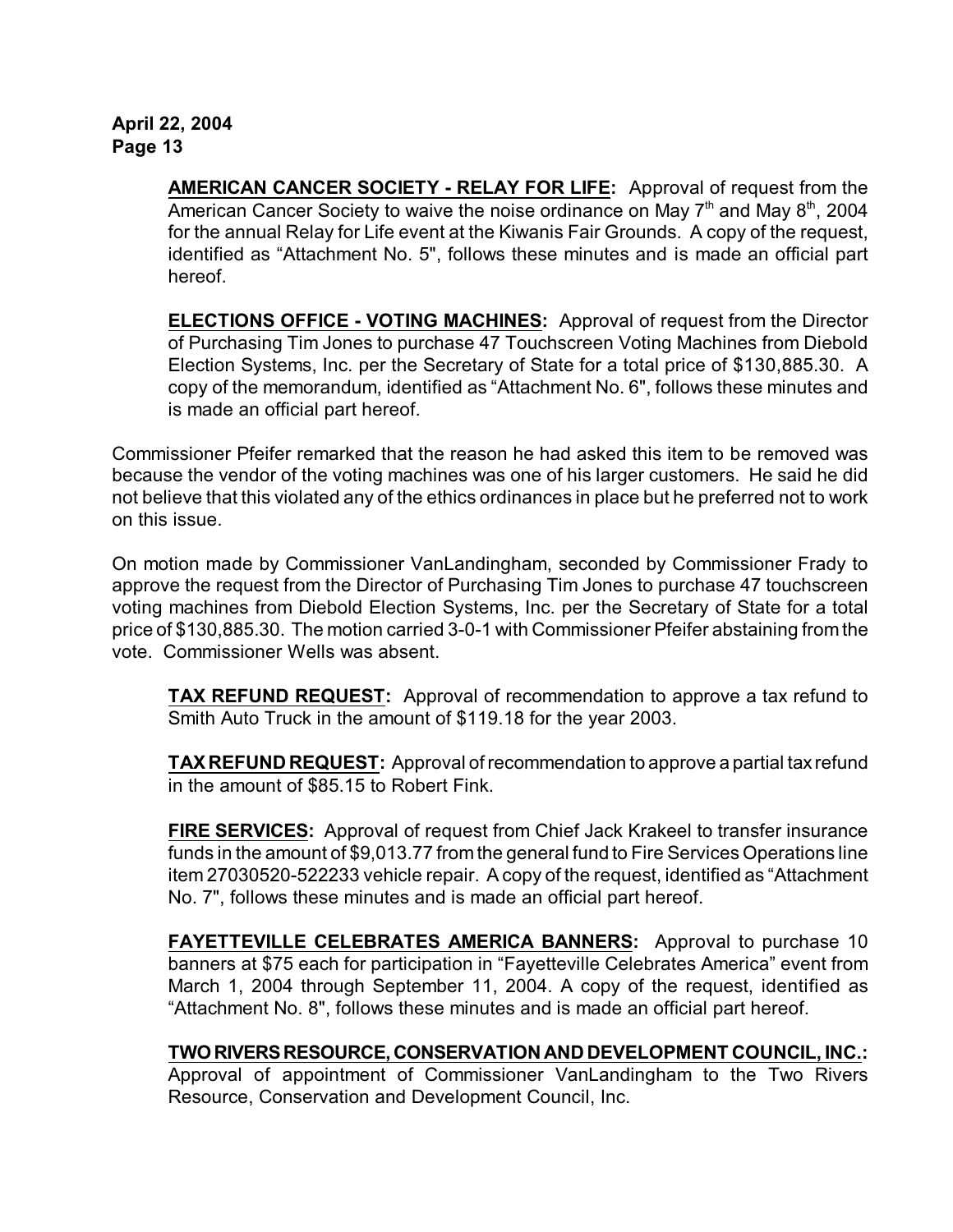**AMERICAN CANCER SOCIETY - RELAY FOR LIFE:** Approval of request from the American Cancer Society to waive the noise ordinance on May 7th and May 8th, 2004 for the annual Relay for Life event at the Kiwanis Fair Grounds. A copy of the request, identified as "Attachment No. 5", follows these minutes and is made an official part hereof.

**ELECTIONS OFFICE - VOTING MACHINES:** Approval of request from the Director of Purchasing Tim Jones to purchase 47 Touchscreen Voting Machines from Diebold Election Systems, Inc. per the Secretary of State for a total price of $130,885.30. A copy of the memorandum, identified as "Attachment No. 6", follows these minutes and is made an official part hereof.

Commissioner Pfeifer remarked that the reason he had asked this item to be removed was because the vendor of the voting machines was one of his larger customers. He said he did not believe that this violated any of the ethics ordinances in place but he preferred not to work on this issue.

On motion made by Commissioner VanLandingham, seconded by Commissioner Frady to approve the request from the Director of Purchasing Tim Jones to purchase 47 touchscreen voting machines from Diebold Election Systems, Inc. per the Secretary of State for a total price of $130,885.30. The motion carried 3-0-1 with Commissioner Pfeifer abstaining from the vote. Commissioner Wells was absent.

**TAX REFUND REQUEST:** Approval of recommendation to approve a tax refund to Smith Auto Truck in the amount of $119.18 for the year 2003.

**TAX REFUND REQUEST:** Approval of recommendation to approve a partial tax refund in the amount of $85.15 to Robert Fink.

**FIRE SERVICES:** Approval of request from Chief Jack Krakeel to transfer insurance funds in the amount of $9,013.77 from the general fund to Fire Services Operations line item 27030520-522233 vehicle repair. A copy of the request, identified as "Attachment No. 7", follows these minutes and is made an official part hereof.

**FAYETTEVILLE CELEBRATES AMERICA BANNERS:** Approval to purchase 10 banners at $75 each for participation in "Fayetteville Celebrates America" event from March 1, 2004 through September 11, 2004. A copy of the request, identified as "Attachment No. 8", follows these minutes and is made an official part hereof.

**TWO RIVERS RESOURCE, CONSERVATION AND DEVELOPMENT COUNCIL, INC.:** Approval of appointment of Commissioner VanLandingham to the Two Rivers Resource, Conservation and Development Council, Inc.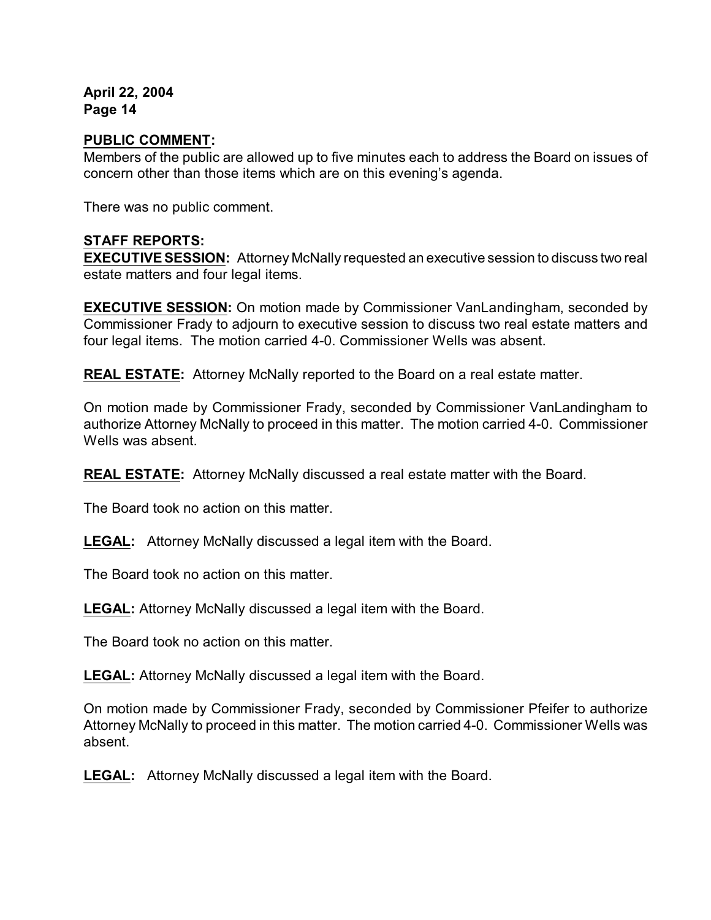**April 22, 2004**
**Page 14**

**PUBLIC COMMENT:**

Members of the public are allowed up to five minutes each to address the Board on issues of concern other than those items which are on this evening's agenda.

There was no public comment.

**STAFF REPORTS:**

**EXECUTIVE SESSION:** Attorney McNally requested an executive session to discuss two real estate matters and four legal items.

**EXECUTIVE SESSION:** On motion made by Commissioner VanLandingham, seconded by Commissioner Frady to adjourn to executive session to discuss two real estate matters and four legal items. The motion carried 4-0. Commissioner Wells was absent.

**REAL ESTATE:** Attorney McNally reported to the Board on a real estate matter.

On motion made by Commissioner Frady, seconded by Commissioner VanLandingham to authorize Attorney McNally to proceed in this matter. The motion carried 4-0. Commissioner Wells was absent.

**REAL ESTATE:** Attorney McNally discussed a real estate matter with the Board.

The Board took no action on this matter.

**LEGAL:** Attorney McNally discussed a legal item with the Board.

The Board took no action on this matter.

**LEGAL:** Attorney McNally discussed a legal item with the Board.

The Board took no action on this matter.

**LEGAL:** Attorney McNally discussed a legal item with the Board.

On motion made by Commissioner Frady, seconded by Commissioner Pfeifer to authorize Attorney McNally to proceed in this matter. The motion carried 4-0. Commissioner Wells was absent.

**LEGAL:** Attorney McNally discussed a legal item with the Board.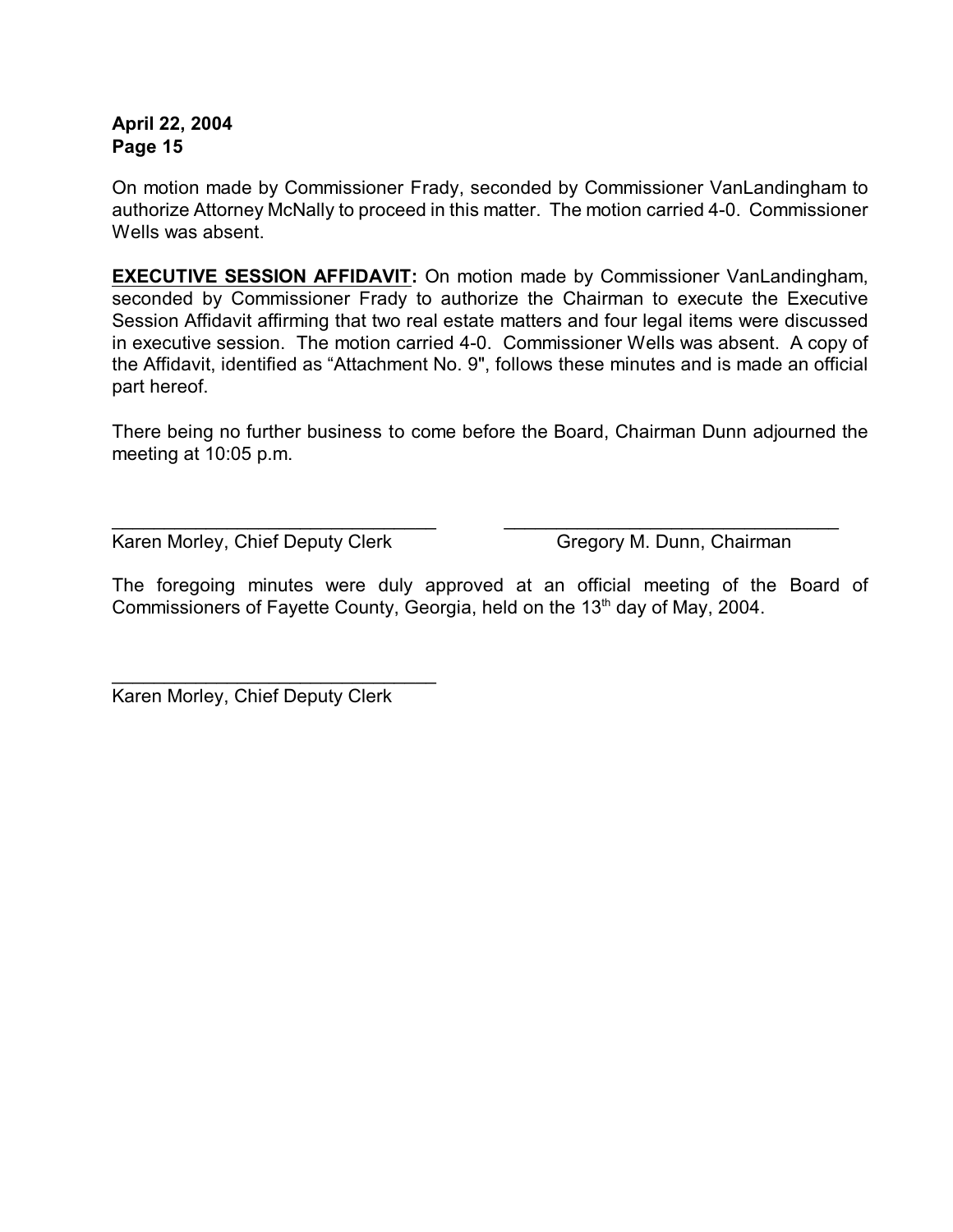On motion made by Commissioner Frady, seconded by Commissioner VanLandingham to authorize Attorney McNally to proceed in this matter. The motion carried 4-0. Commissioner Wells was absent.

**EXECUTIVE SESSION AFFIDAVIT:** On motion made by Commissioner VanLandingham, seconded by Commissioner Frady to authorize the Chairman to execute the Executive Session Affidavit affirming that two real estate matters and four legal items were discussed in executive session. The motion carried 4-0. Commissioner Wells was absent. A copy of the Affidavit, identified as "Attachment No. 9", follows these minutes and is made an official part hereof.

There being no further business to come before the Board, Chairman Dunn adjourned the meeting at 10:05 p.m.

\_\_\_\_\_\_\_\_\_\_\_\_\_\_\_\_\_\_\_\_\_\_\_\_\_\_\_\_\_\_\_\_\_
Karen Morley, Chief Deputy Clerk

\_\_\_\_\_\_\_\_\_\_\_\_\_\_\_\_\_\_\_\_\_\_\_\_\_\_\_\_\_\_\_\_\_
Gregory M. Dunn, Chairman

The foregoing minutes were duly approved at an official meeting of the Board of Commissioners of Fayette County, Georgia, held on the 13th day of May, 2004.

\_\_\_\_\_\_\_\_\_\_\_\_\_\_\_\_\_\_\_\_\_\_\_\_\_\_\_\_\_\_\_\_\_
Karen Morley, Chief Deputy Clerk